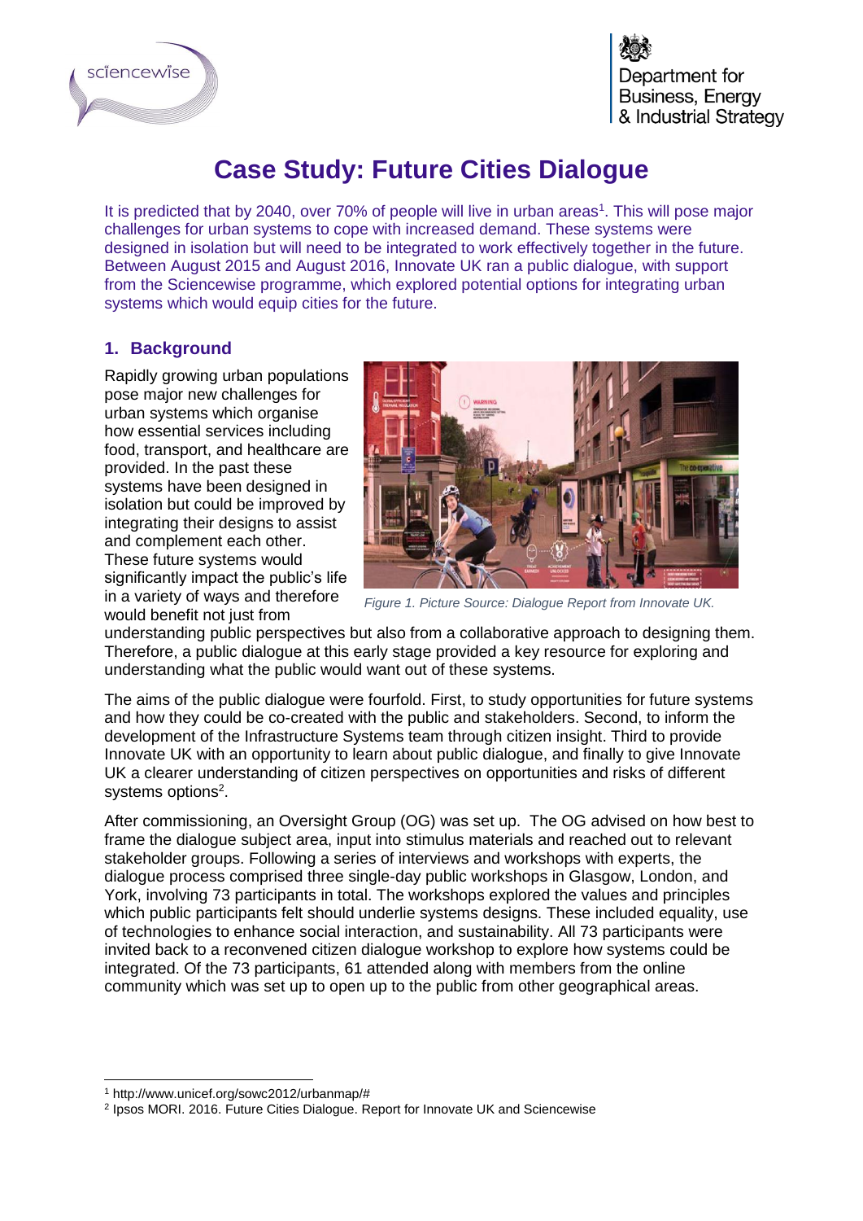# Case Study: Future Cities Dialogue

It is predicted that by 2040, over 70% of people will live in urban areas[1]. This will pose major challenges for urban systems to cope with increased demand. These systems were designed in isolation but will need to be integrated to work effectively together in the future. Between August 2015 and August 2016, Innovate UK ran a public dialogue, with support from the Sciencewise programme, which explored potential options for integrating urban systems which would equip cities for the future.

## 1. Background

Rapidly growing urban populations pose major new challenges for urban systems which organise how essential services including food, transport, and healthcare are provided. In the past these systems have been designed in isolation but could be improved by integrating their designs to assist and complement each other. These future systems would significantly impact the public's life in a variety of ways and therefore would benefit not just from understanding public perspectives but also from a collaborative approach to designing them. Therefore, a public dialogue at this early stage provided a key resource for exploring and understanding what the public would want out of these systems.

*Figure 1. Picture Source: Dialogue Report from Innovate UK.*

The aims of the public dialogue were fourfold. First, to study opportunities for future systems and how they could be co-created with the public and stakeholders. Second, to inform the development of the Infrastructure Systems team through citizen insight. Third to provide Innovate UK with an opportunity to learn about public dialogue, and finally to give Innovate UK a clearer understanding of citizen perspectives on opportunities and risks of different systems options[2].

After commissioning, an Oversight Group (OG) was set up. The OG advised on how best to frame the dialogue subject area, input into stimulus materials and reached out to relevant stakeholder groups. Following a series of interviews and workshops with experts, the dialogue process comprised three single-day public workshops in Glasgow, London, and York, involving 73 participants in total. The workshops explored the values and principles which public participants felt should underlie systems designs. These included equality, use of technologies to enhance social interaction, and sustainability. All 73 participants were invited back to a reconvened citizen dialogue workshop to explore how systems could be integrated. Of the 73 participants, 61 attended along with members from the online community which was set up to open up to the public from other geographical areas.

---

[1] http://www.unicef.org/sowc2012/urbanmap/#

[2] Ipsos MORI. 2016. Future Cities Dialogue. Report for Innovate UK and Sciencewise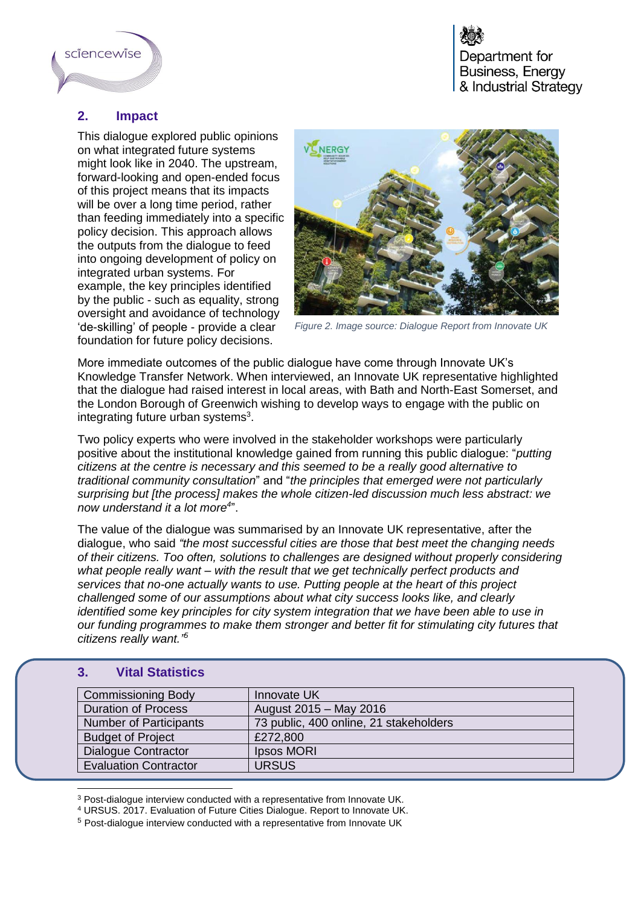## 2. Impact

This dialogue explored public opinions on what integrated future systems might look like in 2040. The upstream, forward-looking and open-ended focus of this project means that its impacts will be over a long time period, rather than feeding immediately into a specific policy decision. This approach allows the outputs from the dialogue to feed into ongoing development of policy on integrated urban systems. For example, the key principles identified by the public - such as equality, strong oversight and avoidance of technology 'de-skilling' of people - provide a clear foundation for future policy decisions.

*Figure 2. Image source: Dialogue Report from Innovate UK*

More immediate outcomes of the public dialogue have come through Innovate UK's Knowledge Transfer Network. When interviewed, an Innovate UK representative highlighted that the dialogue had raised interest in local areas, with Bath and North-East Somerset, and the London Borough of Greenwich wishing to develop ways to engage with the public on integrating future urban systems[3].

Two policy experts who were involved in the stakeholder workshops were particularly positive about the institutional knowledge gained from running this public dialogue: "*putting citizens at the centre is necessary and this seemed to be a really good alternative to traditional community consultation*" and "*the principles that emerged were not particularly surprising but [the process] makes the whole citizen-led discussion much less abstract: we now understand it a lot more*[4]".

The value of the dialogue was summarised by an Innovate UK representative, after the dialogue, who said *"the most successful cities are those that best meet the changing needs of their citizens. Too often, solutions to challenges are designed without properly considering what people really want – with the result that we get technically perfect products and services that no-one actually wants to use. Putting people at the heart of this project challenged some of our assumptions about what city success looks like, and clearly identified some key principles for city system integration that we have been able to use in our funding programmes to make them stronger and better fit for stimulating city futures that citizens really want."*[5]

## 3. Vital Statistics

| | |
|---|---|
| Commissioning Body | Innovate UK |
| Duration of Process | August 2015 – May 2016 |
| Number of Participants | 73 public, 400 online, 21 stakeholders |
| Budget of Project | £272,800 |
| Dialogue Contractor | Ipsos MORI |
| Evaluation Contractor | URSUS |

[3] Post-dialogue interview conducted with a representative from Innovate UK.
[4] URSUS. 2017. Evaluation of Future Cities Dialogue. Report to Innovate UK.
[5] Post-dialogue interview conducted with a representative from Innovate UK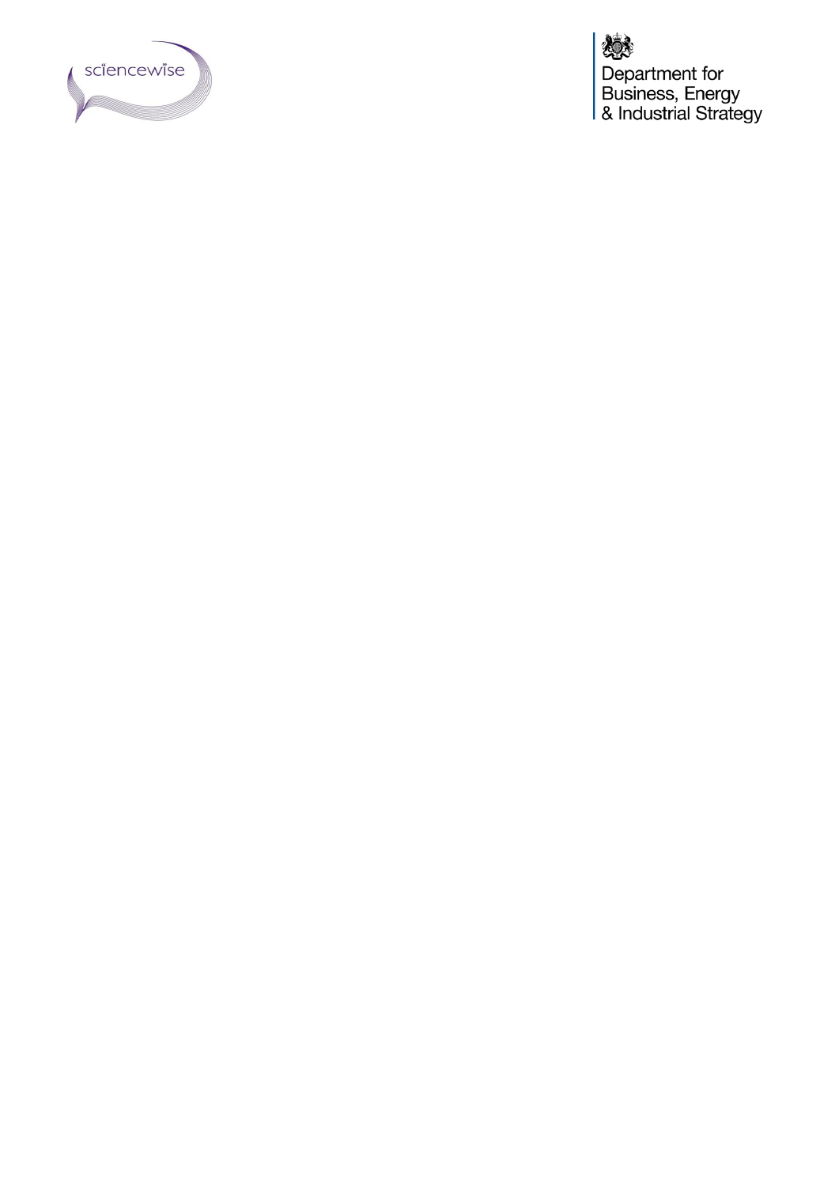sciencewise

Department for Business, Energy & Industrial Strategy